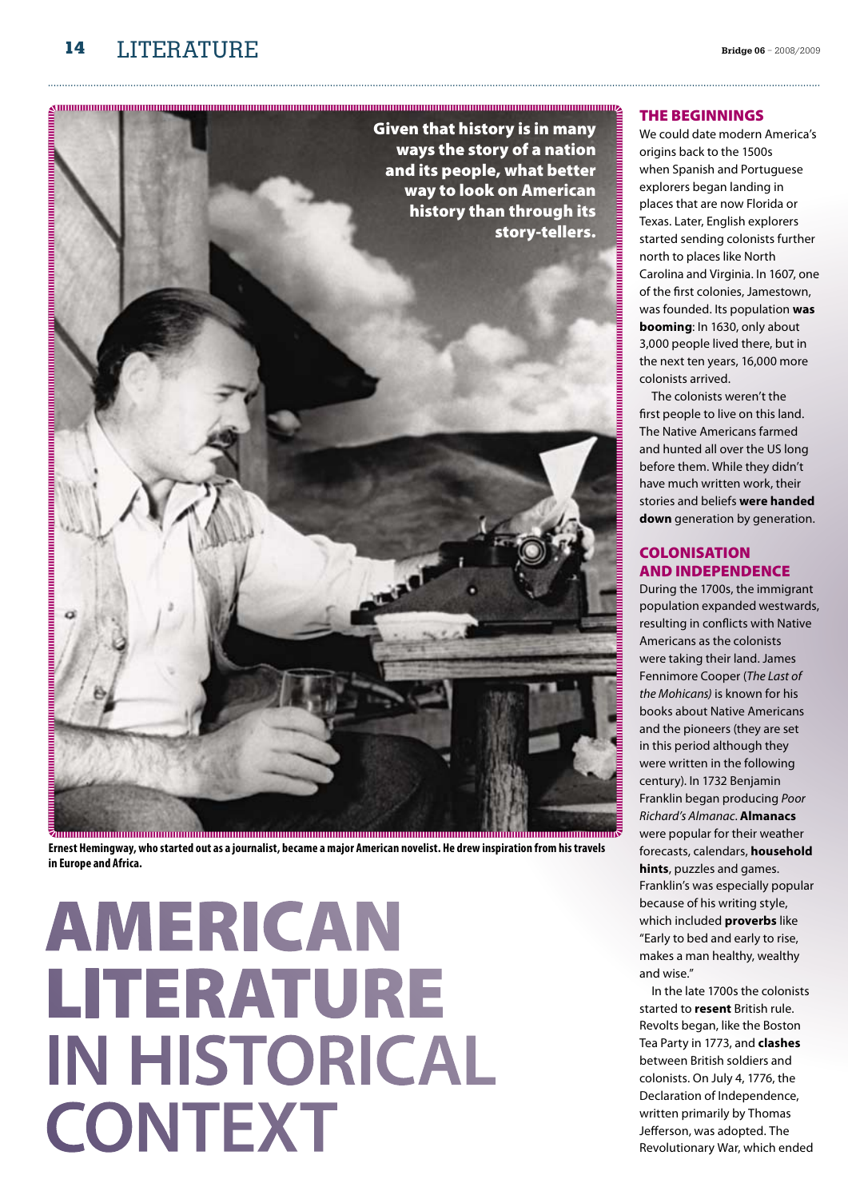# AMERICAN LITERATURE IN HISTORICAL CONTEXT

**Given that history is in many ways the story of a nation and its people, what better way to look on American history than through its story-tellers.**

**Ernest Hemingway, who started out as a journalist, became a major American novelist. He drew inspiration from his travels in Europe and Africa.**

## THE BEGINNINGS

We could date modern America's origins back to the 1500s when Spanish and Portuguese explorers began landing in places that are now Florida or Texas. Later, English explorers started sending colonists further north to places like North Carolina and Virginia. In 1607, one of the first colonies, Jamestown, was founded. Its population **was booming**: In 1630, only about 3,000 people lived there, but in the next ten years, 16,000 more colonists arrived.

The colonists weren't the first people to live on this land. The Native Americans farmed and hunted all over the US long before them. While they didn't have much written work, their stories and beliefs **were handed down** generation by generation.

## COLONISATION AND INDEPENDENCE

During the 1700s, the immigrant population expanded westwards, resulting in conflicts with Native Americans as the colonists were taking their land. James Fennimore Cooper (*The Last of the Mohicans)* is known for his books about Native Americans and the pioneers (they are set in this period although they were written in the following century). In 1732 Benjamin Franklin began producing *Poor Richard's Almanac*. **Almanacs** were popular for their weather forecasts, calendars, **household hints**, puzzles and games. Franklin's was especially popular because of his writing style, which included **proverbs** like "Early to bed and early to rise, makes a man healthy, wealthy and wise."

In the late 1700s the colonists started to **resent** British rule. Revolts began, like the Boston Tea Party in 1773, and **clashes** between British soldiers and colonists. On July 4, 1776, the Declaration of Independence, written primarily by Thomas Jefferson, was adopted. The Revolutionary War, which ended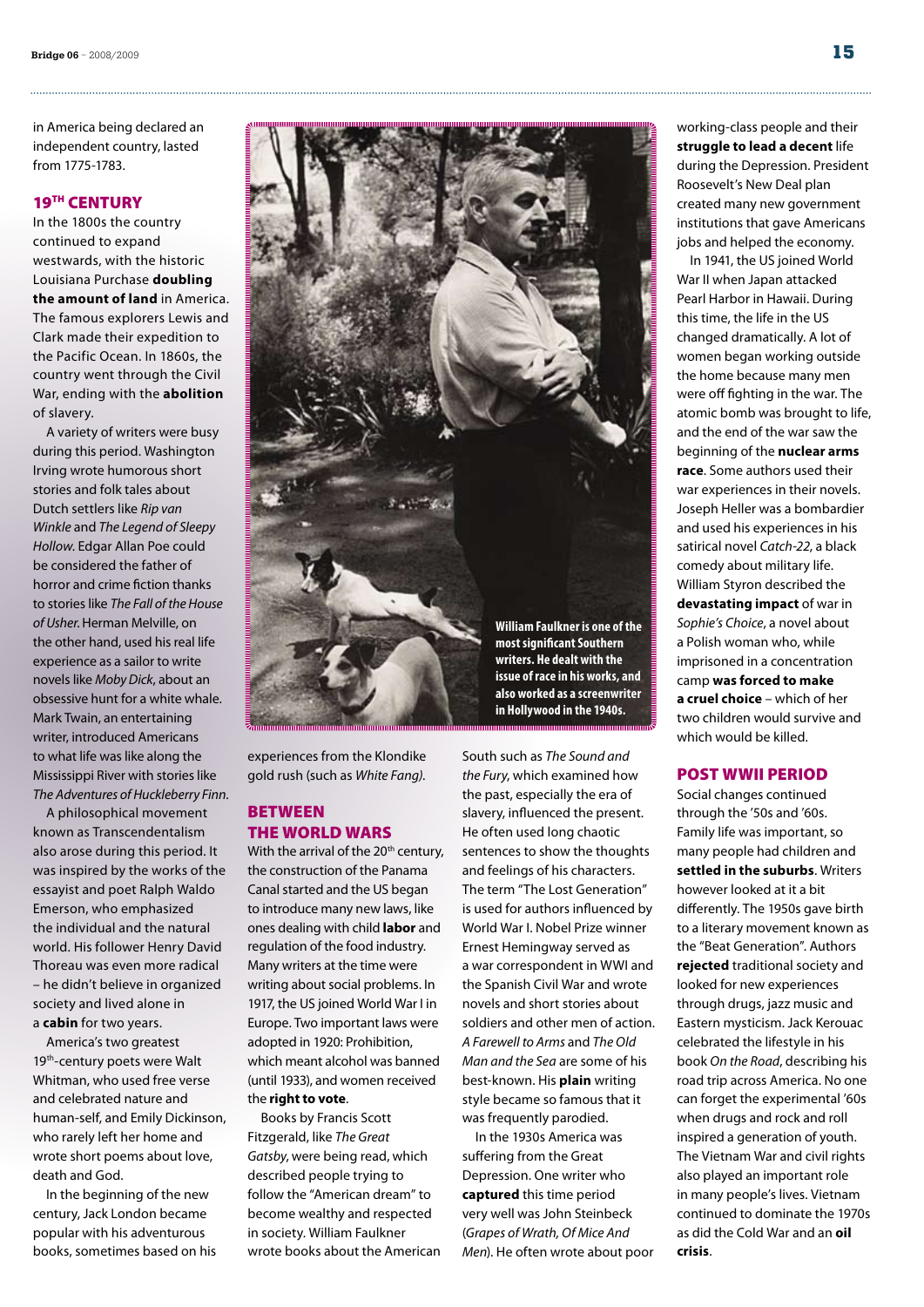in America being declared an independent country, lasted from 1775-1783.

## 19TH CENTURY

In the 1800s the country continued to expand westwards, with the historic Louisiana Purchase **doubling the amount of land** in America. The famous explorers Lewis and Clark made their expedition to the Pacific Ocean. In 1860s, the country went through the Civil War, ending with the **abolition** of slavery.

A variety of writers were busy during this period. Washington Irving wrote humorous short stories and folk tales about Dutch settlers like *Rip van Winkle* and *The Legend of Sleepy Hollow.* Edgar Allan Poe could be considered the father of horror and crime fiction thanks to stories like *The Fall of the House of Usher.* Herman Melville, on the other hand, used his real life experience as a sailor to write novels like *Moby Dick*, about an obsessive hunt for a white whale. Mark Twain, an entertaining writer, introduced Americans to what life was like along the Mississippi River with stories like *The Adventures of Huckleberry Finn.*

A philosophical movement known as Transcendentalism also arose during this period. It was inspired by the works of the essayist and poet Ralph Waldo Emerson, who emphasized the individual and the natural world. His follower Henry David Thoreau was even more radical – he didn't believe in organized society and lived alone in a **cabin** for two years.

America's two greatest 19th-century poets were Walt Whitman, who used free verse and celebrated nature and human-self, and Emily Dickinson, who rarely left her home and wrote short poems about love, death and God.

In the beginning of the new century, Jack London became popular with his adventurous books, sometimes based on his experiences from the Klondike gold rush (such as *White Fang).*

William Faulkner is one of the most significant Southern writers. He dealt with the issue of race in his works, and also worked as a screenwriter in Hollywood in the 1940s.

## BETWEEN THE WORLD WARS

With the arrival of the 20th century, the construction of the Panama Canal started and the US began to introduce many new laws, like ones dealing with child **labor** and regulation of the food industry. Many writers at the time were writing about social problems. In 1917, the US joined World War I in Europe. Two important laws were adopted in 1920: Prohibition, which meant alcohol was banned (until 1933), and women received the **right to vote**.

Books by Francis Scott Fitzgerald, like *The Great Gatsby*, were being read, which described people trying to follow the "American dream" to become wealthy and respected in society. William Faulkner wrote books about the American South such as *The Sound and the Fury*, which examined how the past, especially the era of slavery, influenced the present. He often used long chaotic sentences to show the thoughts and feelings of his characters. The term "The Lost Generation" is used for authors influenced by World War I. Nobel Prize winner Ernest Hemingway served as a war correspondent in WWI and the Spanish Civil War and wrote novels and short stories about soldiers and other men of action. *A Farewell to Arms* and *The Old Man and the Sea* are some of his best-known. His **plain** writing style became so famous that it was frequently parodied.

In the 1930s America was suffering from the Great Depression. One writer who **captured** this time period very well was John Steinbeck (*Grapes of Wrath, Of Mice And Men*). He often wrote about poor working-class people and their **struggle to lead a decent** life during the Depression. President Roosevelt's New Deal plan created many new government institutions that gave Americans jobs and helped the economy.

In 1941, the US joined World War II when Japan attacked Pearl Harbor in Hawaii. During this time, the life in the US changed dramatically. A lot of women began working outside the home because many men were off fighting in the war. The atomic bomb was brought to life, and the end of the war saw the beginning of the **nuclear arms race**. Some authors used their war experiences in their novels. Joseph Heller was a bombardier and used his experiences in his satirical novel *Catch-22*, a black comedy about military life. William Styron described the **devastating impact** of war in *Sophie's Choice*, a novel about a Polish woman who, while imprisoned in a concentration camp **was forced to make a cruel choice** – which of her two children would survive and which would be killed.

## POST WWII PERIOD

Social changes continued through the '50s and '60s. Family life was important, so many people had children and **settled in the suburbs**. Writers however looked at it a bit differently. The 1950s gave birth to a literary movement known as the "Beat Generation". Authors **rejected** traditional society and looked for new experiences through drugs, jazz music and Eastern mysticism. Jack Kerouac celebrated the lifestyle in his book *On the Road*, describing his road trip across America. No one can forget the experimental '60s when drugs and rock and roll inspired a generation of youth. The Vietnam War and civil rights also played an important role in many people's lives. Vietnam continued to dominate the 1970s as did the Cold War and an **oil crisis**.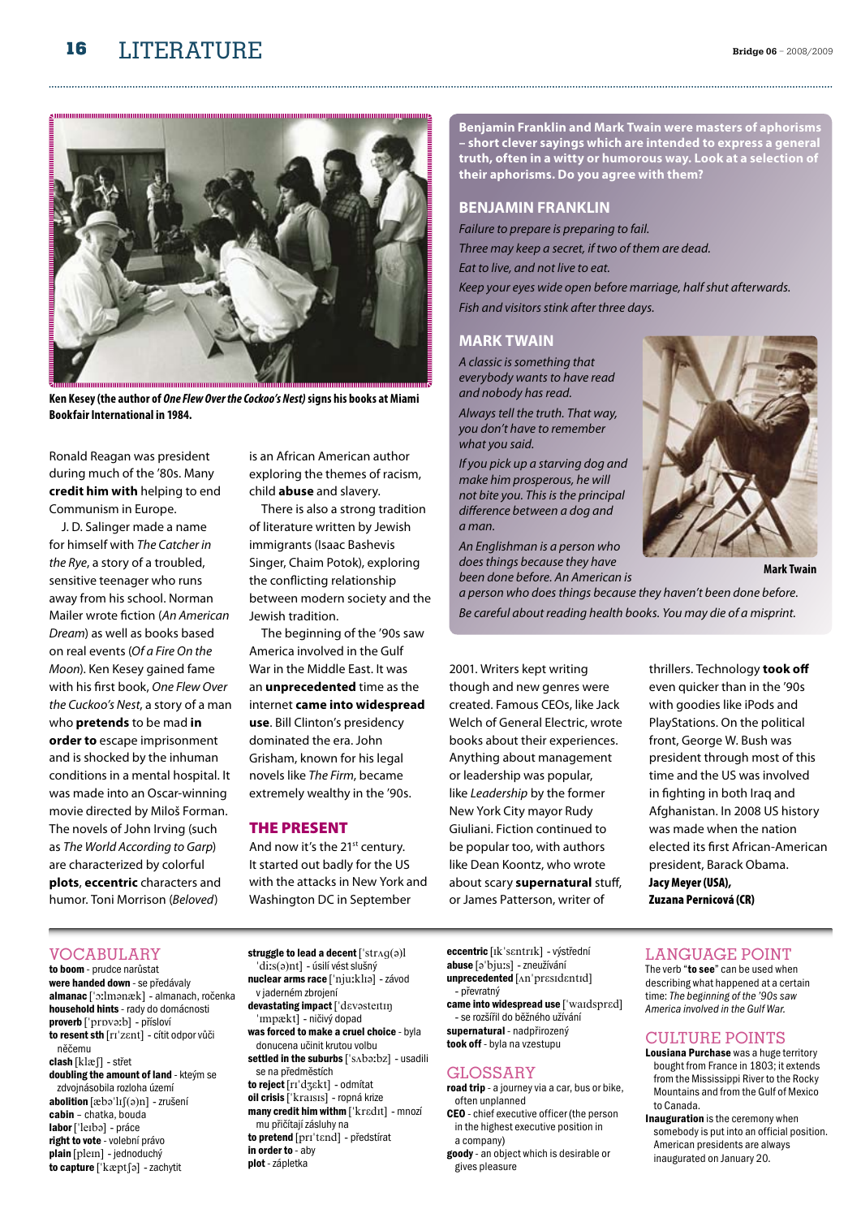# LITERATURE

Ken Kesey (the author of *One Flew Over the Cuckoo's Nest*) signs his books at Miami Bookfair International in 1984.

Ronald Reagan was president during much of the '80s. Many **credit him with** helping to end Communism in Europe.

J. D. Salinger made a name for himself with *The Catcher in the Rye*, a story of a troubled, sensitive teenager who runs away from his school. Norman Mailer wrote fiction (*An American Dream*) as well as books based on real events (*Of a Fire On the Moon*). Ken Kesey gained fame with his first book, *One Flew Over the Cuckoo's Nest*, a story of a man who **pretends** to be mad **in order to** escape imprisonment and is shocked by the inhuman conditions in a mental hospital. It was made into an Oscar-winning movie directed by Miloš Forman. The novels of John Irving (such as *The World According to Garp*) are characterized by colorful **plots**, **eccentric** characters and humor. Toni Morrison (*Beloved*) is an African American author exploring the themes of racism, child **abuse** and slavery.

There is also a strong tradition of literature written by Jewish immigrants (Isaac Bashevis Singer, Chaim Potok), exploring the conflicting relationship between modern society and the Jewish tradition.

The beginning of the '90s saw America involved in the Gulf War in the Middle East. It was an **unprecedented** time as the internet **came into widespread use**. Bill Clinton's presidency dominated the era. John Grisham, known for his legal novels like *The Firm*, became extremely wealthy in the '90s.

## THE PRESENT

And now it's the 21st century. It started out badly for the US with the attacks in New York and Washington DC in September 2001. Writers kept writing though and new genres were created. Famous CEOs, like Jack Welch of General Electric, wrote books about their experiences. Anything about management or leadership was popular, like *Leadership* by the former New York City mayor Rudy Giuliani. Fiction continued to be popular too, with authors like Dean Koontz, who wrote about scary **supernatural** stuff, or James Patterson, writer of thrillers. Technology **took off** even quicker than in the '90s with goodies like iPods and PlayStations. On the political front, George W. Bush was president through most of this time and the US was involved in fighting in both Iraq and Afghanistan. In 2008 US history was made when the nation elected its first African-American president, Barack Obama.

**Jacy Meyer (USA), Zuzana Pernicová (CR)**

**Benjamin Franklin and Mark Twain were masters of aphorisms – short clever sayings which are intended to express a general truth, often in a witty or humorous way. Look at a selection of their aphorisms. Do you agree with them?**

### BENJAMIN FRANKLIN

*Failure to prepare is preparing to fail.*

*Three may keep a secret, if two of them are dead.*

*Eat to live, and not live to eat.*

*Keep your eyes wide open before marriage, half shut afterwards.*

*Fish and visitors stink after three days.*

### MARK TWAIN

*A classic is something that everybody wants to have read and nobody has read.*

*Always tell the truth. That way, you don't have to remember what you said.*

*If you pick up a starving dog and make him prosperous, he will not bite you. This is the principal difference between a dog and a man.*

*An Englishman is a person who does things because they have been done before. An American is a person who does things because they haven't been done before.*

*Be careful about reading health books. You may die of a misprint.*

Mark Twain

## VOCABULARY

**to boom** - prudce narůstat
**were handed down** - se předávaly
**almanac** [ˈɔːlmənæk] - almanach, ročenka
**household hints** - rady do domácnosti
**proverb** [ˈprɒvəːb] - přísloví
**to resent sth** [rɪˈzent] - cítit odpor vůči něčemu
**clash** [klæʃ] - střet
**doubling the amount of land** - kterým se zdvojnásobila rozloha území
**abolition** [æbəˈlɪʃ(ə)n] - zrušení
**cabin** – chatka, bouda
**labor** [ˈleɪbə] - práce
**right to vote** - volební právo
**plain** [pleɪn] - jednoduchý
**to capture** [ˈkæptʃə] - zachytit
**struggle to lead a decent** [ˈstrʌɡ(ə)l ˈdiːs(ə)nt] - úsilí vést slušný
**nuclear arms race** [ˈnjuːklɪə] - závod v jaderném zbrojení
**devastating impact** [ˈdɛvəsteɪtɪŋ ˈɪmpækt] - ničivý dopad
**was forced to make a cruel choice** - byla donucena učinit krutou volbu
**settled in the suburbs** [ˈsʌbəːbz] - usadili se na předměstích
**to reject** [rɪˈdʒɛkt] - odmítat
**oil crisis** [ˈkraɪsɪs] - ropná krize
**many credit him withm** [ˈkrɛdɪt] - mnozí mu přičítají zásluhy na
**to pretend** [prɪˈtɛnd] - předstírat
**in order to** - aby
**plot** - zápletka
**eccentric** [ɪkˈsɛntrɪk] - výstřední
**abuse** [əˈbjuːs] - zneužívání
**unprecedented** [ʌnˈprɛsɪdɛntɪd] - převratný
**came into widespread use** [ˈwaɪdsprɛd] - se rozšířil do běžného užívání
**supernatural** - nadpřirozený
**took off** - byla na vzestupu

## GLOSSARY

**road trip** - a journey via a car, bus or bike, often unplanned
**CEO** - chief executive officer (the person in the highest executive position in a company)
**goody** - an object which is desirable or gives pleasure

## LANGUAGE POINT

The verb "**to see**" can be used when describing what happened at a certain time: *The beginning of the '90s saw America involved in the Gulf War.*

## CULTURE POINTS

**Lousiana Purchase** was a huge territory bought from France in 1803; it extends from the Mississippi River to the Rocky Mountains and from the Gulf of Mexico to Canada.

**Inauguration** is the ceremony when somebody is put into an official position. American presidents are always inaugurated on January 20.